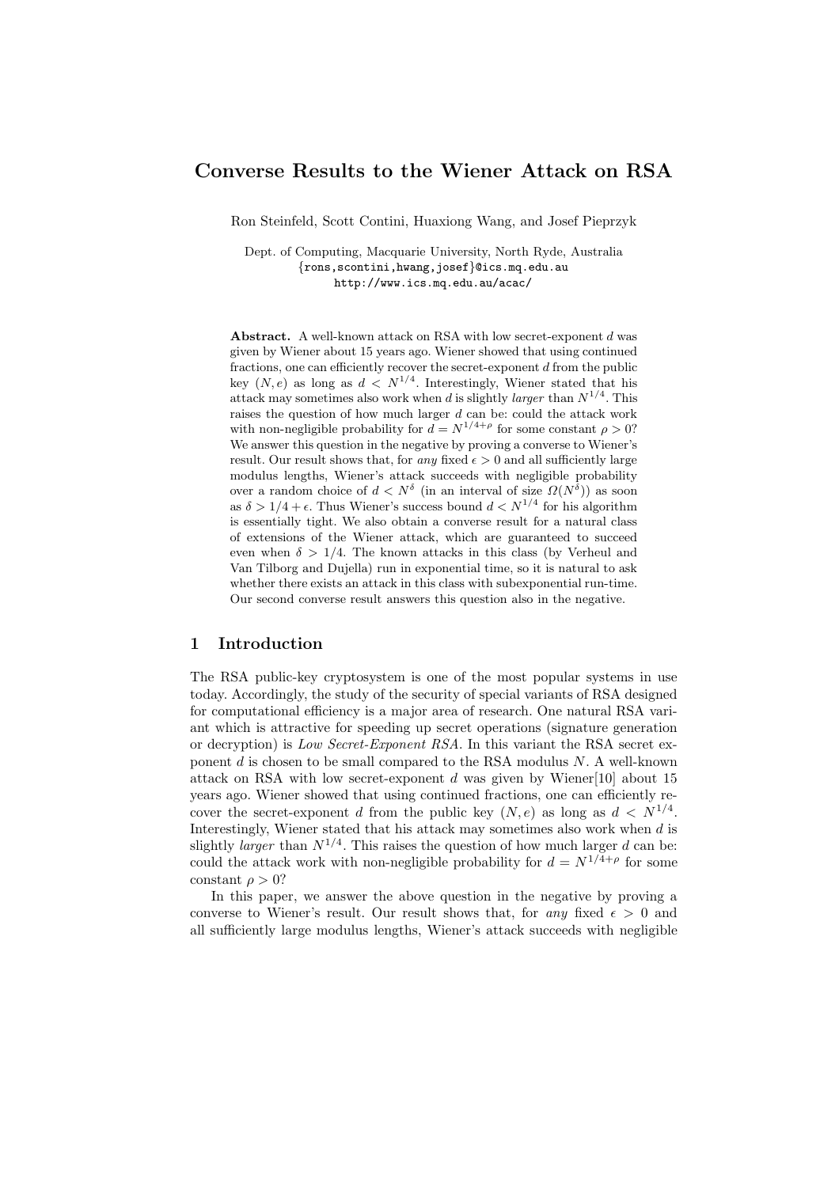# Converse Results to the Wiener Attack on RSA

Ron Steinfeld, Scott Contini, Huaxiong Wang, and Josef Pieprzyk

Dept. of Computing, Macquarie University, North Ryde, Australia
{rons,scontini,hwang,josef}@ics.mq.edu.au
http://www.ics.mq.edu.au/acac/

**Abstract.** A well-known attack on RSA with low secret-exponent $d$ was given by Wiener about 15 years ago. Wiener showed that using continued fractions, one can efficiently recover the secret-exponent $d$ from the public key $(N, e)$ as long as $d < N^{1/4}$. Interestingly, Wiener stated that his attack may sometimes also work when $d$ is slightly *larger* than $N^{1/4}$. This raises the question of how much larger $d$ can be: could the attack work with non-negligible probability for $d = N^{1/4+\rho}$ for some constant $\rho > 0$? We answer this question in the negative by proving a converse to Wiener's result. Our result shows that, for *any* fixed $\epsilon > 0$ and all sufficiently large modulus lengths, Wiener's attack succeeds with negligible probability over a random choice of $d < N^{\delta}$ (in an interval of size $\Omega(N^{\delta})$) as soon as $\delta > 1/4 + \epsilon$. Thus Wiener's success bound $d < N^{1/4}$ for his algorithm is essentially tight. We also obtain a converse result for a natural class of extensions of the Wiener attack, which are guaranteed to succeed even when $\delta > 1/4$. The known attacks in this class (by Verheul and Van Tilborg and Dujella) run in exponential time, so it is natural to ask whether there exists an attack in this class with subexponential run-time. Our second converse result answers this question also in the negative.

## 1 Introduction

The RSA public-key cryptosystem is one of the most popular systems in use today. Accordingly, the study of the security of special variants of RSA designed for computational efficiency is a major area of research. One natural RSA variant which is attractive for speeding up secret operations (signature generation or decryption) is *Low Secret-Exponent RSA*. In this variant the RSA secret exponent $d$ is chosen to be small compared to the RSA modulus $N$. A well-known attack on RSA with low secret-exponent $d$ was given by Wiener[10] about 15 years ago. Wiener showed that using continued fractions, one can efficiently recover the secret-exponent $d$ from the public key $(N, e)$ as long as $d < N^{1/4}$. Interestingly, Wiener stated that his attack may sometimes also work when $d$ is slightly *larger* than $N^{1/4}$. This raises the question of how much larger $d$ can be: could the attack work with non-negligible probability for $d = N^{1/4+\rho}$ for some constant $\rho > 0$?

In this paper, we answer the above question in the negative by proving a converse to Wiener's result. Our result shows that, for *any* fixed $\epsilon > 0$ and all sufficiently large modulus lengths, Wiener's attack succeeds with negligible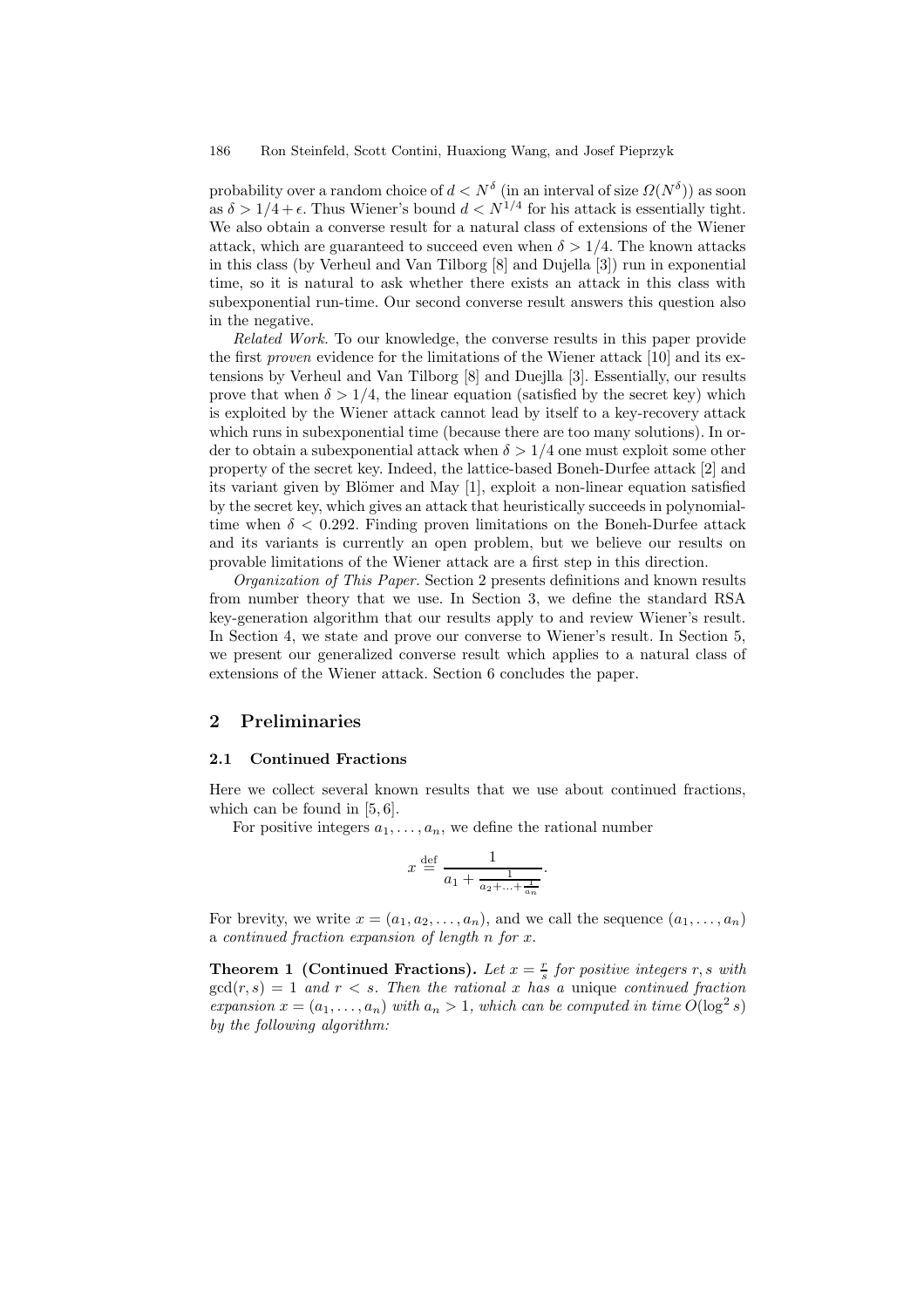probability over a random choice of $d < N^\delta$ (in an interval of size $\Omega(N^\delta)$) as soon as $\delta > 1/4 + \epsilon$. Thus Wiener's bound $d < N^{1/4}$ for his attack is essentially tight. We also obtain a converse result for a natural class of extensions of the Wiener attack, which are guaranteed to succeed even when $\delta > 1/4$. The known attacks in this class (by Verheul and Van Tilborg [8] and Dujella [3]) run in exponential time, so it is natural to ask whether there exists an attack in this class with subexponential run-time. Our second converse result answers this question also in the negative.

*Related Work.* To our knowledge, the converse results in this paper provide the first *proven* evidence for the limitations of the Wiener attack [10] and its extensions by Verheul and Van Tilborg [8] and Duejlla [3]. Essentially, our results prove that when $\delta > 1/4$, the linear equation (satisfied by the secret key) which is exploited by the Wiener attack cannot lead by itself to a key-recovery attack which runs in subexponential time (because there are too many solutions). In order to obtain a subexponential attack when $\delta > 1/4$ one must exploit some other property of the secret key. Indeed, the lattice-based Boneh-Durfee attack [2] and its variant given by Blömer and May [1], exploit a non-linear equation satisfied by the secret key, which gives an attack that heuristically succeeds in polynomial-time when $\delta < 0.292$. Finding proven limitations on the Boneh-Durfee attack and its variants is currently an open problem, but we believe our results on provable limitations of the Wiener attack are a first step in this direction.

*Organization of This Paper.* Section 2 presents definitions and known results from number theory that we use. In Section 3, we define the standard RSA key-generation algorithm that our results apply to and review Wiener's result. In Section 4, we state and prove our converse to Wiener's result. In Section 5, we present our generalized converse result which applies to a natural class of extensions of the Wiener attack. Section 6 concludes the paper.

## 2 Preliminaries

### 2.1 Continued Fractions

Here we collect several known results that we use about continued fractions, which can be found in [5, 6].

For positive integers $a_1, \ldots, a_n$, we define the rational number

$$x \stackrel{\text{def}}{=} \frac{1}{a_1 + \frac{1}{a_2 + \ldots + \frac{1}{a_n}}}.$$

For brevity, we write $x = (a_1, a_2, \ldots, a_n)$, and we call the sequence $(a_1, \ldots, a_n)$ a *continued fraction expansion of length $n$ for $x$*.

**Theorem 1 (Continued Fractions).** *Let $x = \frac{r}{s}$ for positive integers $r, s$ with $\gcd(r, s) = 1$ and $r < s$. Then the rational $x$ has a* unique *continued fraction expansion $x = (a_1, \ldots, a_n)$ with $a_n > 1$, which can be computed in time $O(\log^2 s)$ by the following algorithm:*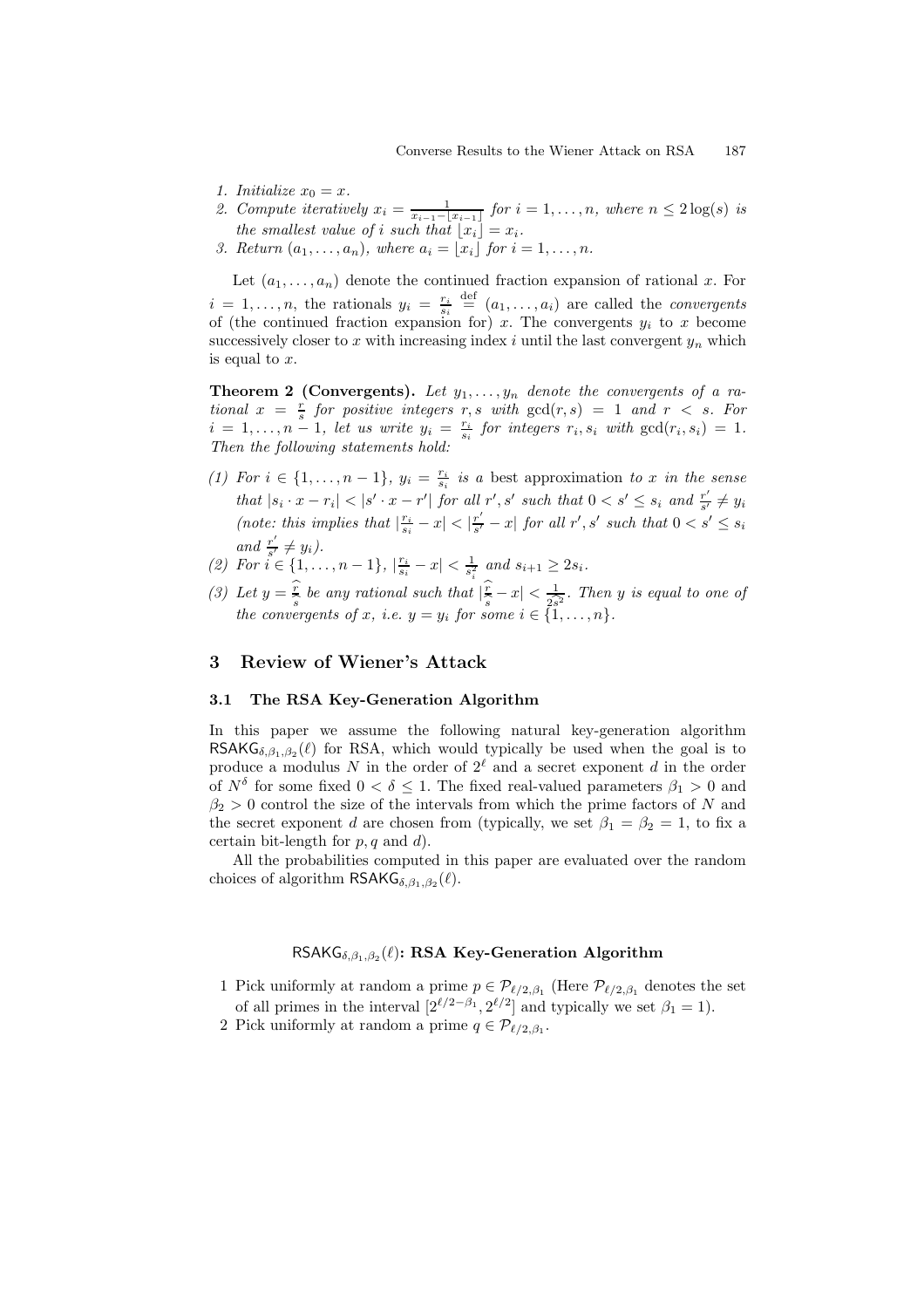1. *Initialize* $x_0 = x$.
2. *Compute iteratively* $x_i = \frac{1}{x_{i-1} - \lfloor x_{i-1} \rfloor}$ *for* $i = 1, \ldots, n$*, where* $n \leq 2\log(s)$ *is the smallest value of* $i$ *such that* $\lfloor x_i \rfloor = x_i$.
3. *Return* $(a_1, \ldots, a_n)$*, where* $a_i = \lfloor x_i \rfloor$ *for* $i = 1, \ldots, n$.

Let $(a_1, \ldots, a_n)$ denote the continued fraction expansion of rational $x$. For $i = 1, \ldots, n$, the rationals $y_i = \frac{r_i}{s_i} \stackrel{\text{def}}{=} (a_1, \ldots, a_i)$ are called the *convergents* of (the continued fraction expansion for) $x$. The convergents $y_i$ to $x$ become successively closer to $x$ with increasing index $i$ until the last convergent $y_n$ which is equal to $x$.

**Theorem 2 (Convergents).** *Let* $y_1, \ldots, y_n$ *denote the convergents of a rational* $x = \frac{r}{s}$ *for positive integers* $r, s$ *with* $\gcd(r, s) = 1$ *and* $r < s$*. For* $i = 1, \ldots, n-1$*, let us write* $y_i = \frac{r_i}{s_i}$ *for integers* $r_i, s_i$ *with* $\gcd(r_i, s_i) = 1$*. Then the following statements hold:*

*(1) For* $i \in \{1, \ldots, n-1\}$*,* $y_i = \frac{r_i}{s_i}$ *is a* best approximation *to* $x$ *in the sense that* $|s_i \cdot x - r_i| < |s' \cdot x - r'|$ *for all* $r', s'$ *such that* $0 < s' \leq s_i$ *and* $\frac{r'}{s'} \neq y_i$ *(note: this implies that* $|\frac{r_i}{s_i} - x| < |\frac{r'}{s'} - x|$ *for all* $r', s'$ *such that* $0 < s' \leq s_i$ *and* $\frac{r'}{s'} \neq y_i$*).*

*(2) For* $i \in \{1, \ldots, n-1\}$*,* $|\frac{r_i}{s_i} - x| < \frac{1}{s_i^2}$ *and* $s_{i+1} \geq 2s_i$.

*(3) Let* $y = \frac{\widehat{r}}{\widehat{s}}$ *be any rational such that* $|\frac{\widehat{r}}{\widehat{s}} - x| < \frac{1}{2\widehat{s}^2}$*. Then* $y$ *is equal to one of the convergents of* $x$*, i.e.* $y = y_i$ *for some* $i \in \{1, \ldots, n\}$.

## 3 Review of Wiener's Attack

### 3.1 The RSA Key-Generation Algorithm

In this paper we assume the following natural key-generation algorithm $\mathsf{RSAKG}_{\delta,\beta_1,\beta_2}(\ell)$ for RSA, which would typically be used when the goal is to produce a modulus $N$ in the order of $2^\ell$ and a secret exponent $d$ in the order of $N^\delta$ for some fixed $0 < \delta \leq 1$. The fixed real-valued parameters $\beta_1 > 0$ and $\beta_2 > 0$ control the size of the intervals from which the prime factors of $N$ and the secret exponent $d$ are chosen from (typically, we set $\beta_1 = \beta_2 = 1$, to fix a certain bit-length for $p, q$ and $d$).

All the probabilities computed in this paper are evaluated over the random choices of algorithm $\mathsf{RSAKG}_{\delta,\beta_1,\beta_2}(\ell)$.

**$\mathsf{RSAKG}_{\delta,\beta_1,\beta_2}(\ell)$: RSA Key-Generation Algorithm**

1 Pick uniformly at random a prime $p \in \mathcal{P}_{\ell/2,\beta_1}$ (Here $\mathcal{P}_{\ell/2,\beta_1}$ denotes the set of all primes in the interval $[2^{\ell/2-\beta_1}, 2^{\ell/2}]$ and typically we set $\beta_1 = 1$).

2 Pick uniformly at random a prime $q \in \mathcal{P}_{\ell/2,\beta_1}$.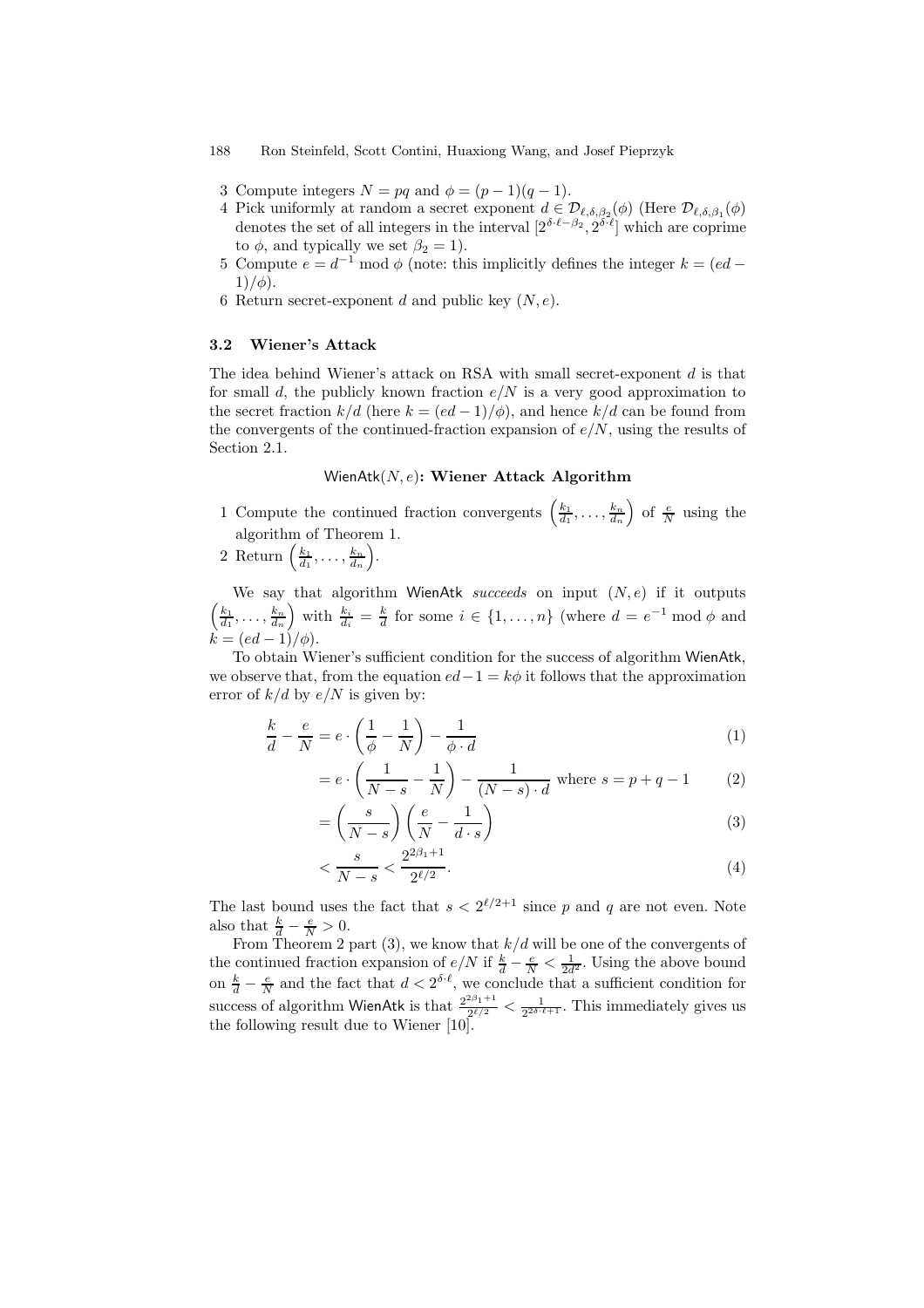3 Compute integers $N = pq$ and $\phi = (p-1)(q-1)$.

4 Pick uniformly at random a secret exponent $d \in \mathcal{D}_{\ell,\delta,\beta_2}(\phi)$ (Here $\mathcal{D}_{\ell,\delta,\beta_1}(\phi)$ denotes the set of all integers in the interval $[2^{\delta\cdot\ell-\beta_2}, 2^{\delta\cdot\ell}]$ which are coprime to $\phi$, and typically we set $\beta_2 = 1$).

5 Compute $e = d^{-1} \bmod \phi$ (note: this implicitly defines the integer $k = (ed-1)/\phi$).

6 Return secret-exponent $d$ and public key $(N, e)$.

### 3.2 Wiener's Attack

The idea behind Wiener's attack on RSA with small secret-exponent $d$ is that for small $d$, the publicly known fraction $e/N$ is a very good approximation to the secret fraction $k/d$ (here $k = (ed-1)/\phi$), and hence $k/d$ can be found from the convergents of the continued-fraction expansion of $e/N$, using the results of Section 2.1.

**$\mathsf{WienAtk}(N, e)$: Wiener Attack Algorithm**

1 Compute the continued fraction convergents $\left(\frac{k_1}{d_1}, \ldots, \frac{k_n}{d_n}\right)$ of $\frac{e}{N}$ using the algorithm of Theorem 1.

2 Return $\left(\frac{k_1}{d_1}, \ldots, \frac{k_n}{d_n}\right)$.

We say that algorithm $\mathsf{WienAtk}$ *succeeds* on input $(N, e)$ if it outputs $\left(\frac{k_1}{d_1}, \ldots, \frac{k_n}{d_n}\right)$ with $\frac{k_i}{d_i} = \frac{k}{d}$ for some $i \in \{1, \ldots, n\}$ (where $d = e^{-1} \bmod \phi$ and $k = (ed-1)/\phi$).

To obtain Wiener's sufficient condition for the success of algorithm $\mathsf{WienAtk}$, we observe that, from the equation $ed - 1 = k\phi$ it follows that the approximation error of $k/d$ by $e/N$ is given by:

$$\frac{k}{d} - \frac{e}{N} = e \cdot \left(\frac{1}{\phi} - \frac{1}{N}\right) - \frac{1}{\phi \cdot d} \tag{1}$$

$$= e \cdot \left(\frac{1}{N-s} - \frac{1}{N}\right) - \frac{1}{(N-s)\cdot d} \text{ where } s = p + q - 1 \tag{2}$$

$$= \left(\frac{s}{N-s}\right)\left(\frac{e}{N} - \frac{1}{d \cdot s}\right) \tag{3}$$

$$< \frac{s}{N-s} < \frac{2^{2\beta_1+1}}{2^{\ell/2}}. \tag{4}$$

The last bound uses the fact that $s < 2^{\ell/2+1}$ since $p$ and $q$ are not even. Note also that $\frac{k}{d} - \frac{e}{N} > 0$.

From Theorem 2 part (3), we know that $k/d$ will be one of the convergents of the continued fraction expansion of $e/N$ if $\frac{k}{d} - \frac{e}{N} < \frac{1}{2d^2}$. Using the above bound on $\frac{k}{d} - \frac{e}{N}$ and the fact that $d < 2^{\delta\cdot\ell}$, we conclude that a sufficient condition for success of algorithm $\mathsf{WienAtk}$ is that $\frac{2^{2\beta_1+1}}{2^{\ell/2}} < \frac{1}{2^{2\delta\cdot\ell+1}}$. This immediately gives us the following result due to Wiener [10].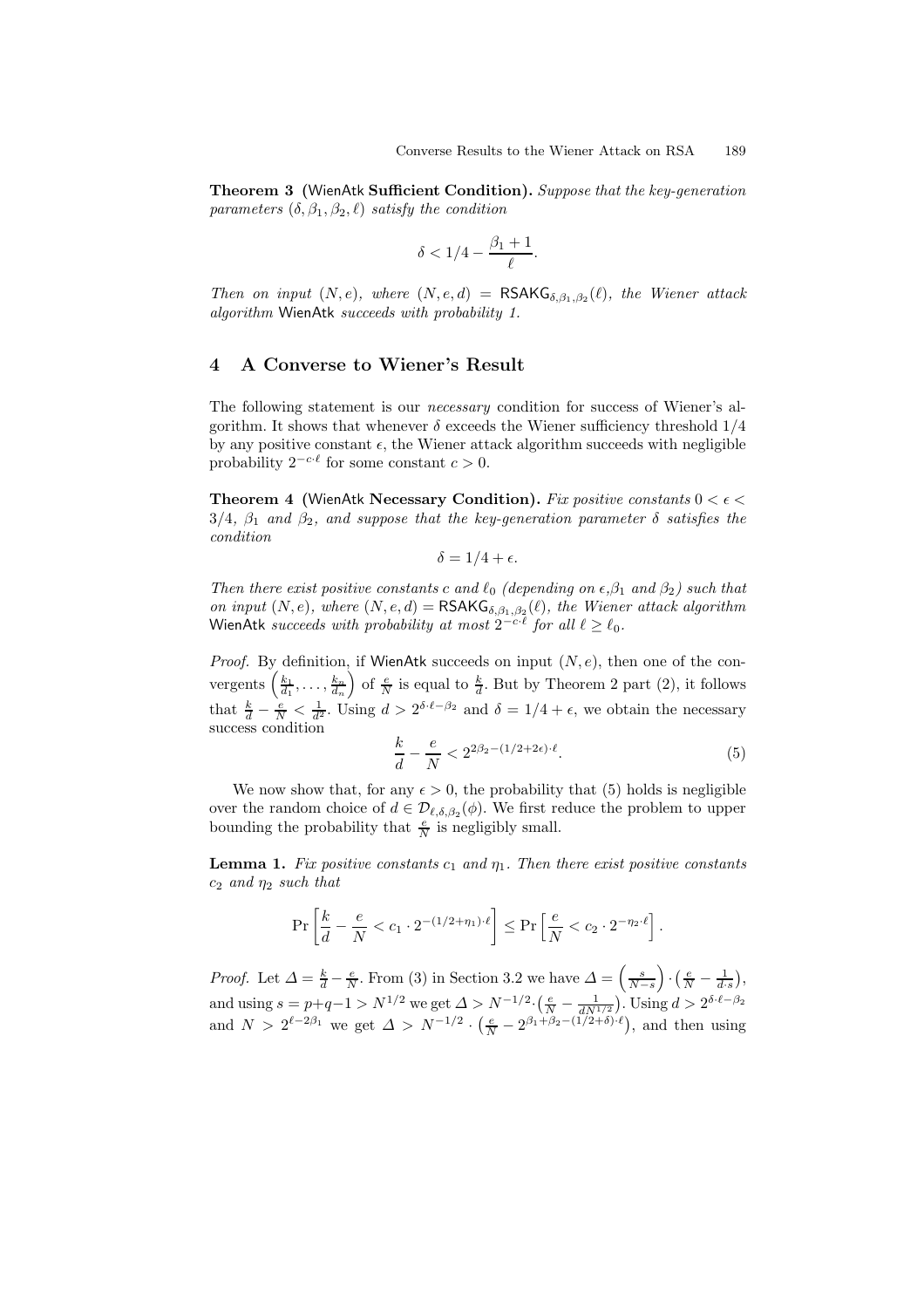**Theorem 3 (WienAtk Sufficient Condition).** *Suppose that the key-generation parameters $(\delta, \beta_1, \beta_2, \ell)$ satisfy the condition*

$$\delta < 1/4 - \frac{\beta_1 + 1}{\ell}.$$

*Then on input $(N, e)$, where $(N, e, d) = \mathsf{RSAKG}_{\delta,\beta_1,\beta_2}(\ell)$, the Wiener attack algorithm* WienAtk *succeeds with probability 1.*

## 4 A Converse to Wiener's Result

The following statement is our *necessary* condition for success of Wiener's algorithm. It shows that whenever $\delta$ exceeds the Wiener sufficiency threshold $1/4$ by any positive constant $\epsilon$, the Wiener attack algorithm succeeds with negligible probability $2^{-c\cdot\ell}$ for some constant $c > 0$.

**Theorem 4 (WienAtk Necessary Condition).** *Fix positive constants $0 < \epsilon < 3/4$, $\beta_1$ and $\beta_2$, and suppose that the key-generation parameter $\delta$ satisfies the condition*

$$\delta = 1/4 + \epsilon.$$

*Then there exist positive constants $c$ and $\ell_0$ (depending on $\epsilon$,$\beta_1$ and $\beta_2$) such that on input $(N, e)$, where $(N, e, d) = \mathsf{RSAKG}_{\delta,\beta_1,\beta_2}(\ell)$, the Wiener attack algorithm* WienAtk *succeeds with probability at most $2^{-c\cdot\ell}$ for all $\ell \geq \ell_0$.*

*Proof.* By definition, if WienAtk succeeds on input $(N, e)$, then one of the convergents $\left(\frac{k_1}{d_1}, \ldots, \frac{k_n}{d_n}\right)$ of $\frac{e}{N}$ is equal to $\frac{k}{d}$. But by Theorem 2 part (2), it follows that $\frac{k}{d} - \frac{e}{N} < \frac{1}{d^2}$. Using $d > 2^{\delta\cdot\ell - \beta_2}$ and $\delta = 1/4 + \epsilon$, we obtain the necessary success condition

$$\frac{k}{d} - \frac{e}{N} < 2^{2\beta_2 - (1/2 + 2\epsilon)\cdot\ell}. \tag{5}$$

We now show that, for any $\epsilon > 0$, the probability that (5) holds is negligible over the random choice of $d \in \mathcal{D}_{\ell,\delta,\beta_2}(\phi)$. We first reduce the problem to upper bounding the probability that $\frac{e}{N}$ is negligibly small.

**Lemma 1.** *Fix positive constants $c_1$ and $\eta_1$. Then there exist positive constants $c_2$ and $\eta_2$ such that*

$$\Pr\left[\frac{k}{d} - \frac{e}{N} < c_1 \cdot 2^{-(1/2+\eta_1)\cdot\ell}\right] \leq \Pr\left[\frac{e}{N} < c_2 \cdot 2^{-\eta_2\cdot\ell}\right].$$

*Proof.* Let $\Delta = \frac{k}{d} - \frac{e}{N}$. From (3) in Section 3.2 we have $\Delta = \left(\frac{s}{N-s}\right) \cdot \left(\frac{e}{N} - \frac{1}{d\cdot s}\right)$, and using $s = p+q-1 > N^{1/2}$ we get $\Delta > N^{-1/2} \cdot \left(\frac{e}{N} - \frac{1}{dN^{1/2}}\right)$. Using $d > 2^{\delta\cdot\ell-\beta_2}$ and $N > 2^{\ell - 2\beta_1}$ we get $\Delta > N^{-1/2} \cdot \left(\frac{e}{N} - 2^{\beta_1+\beta_2-(1/2+\delta)\cdot\ell}\right)$, and then using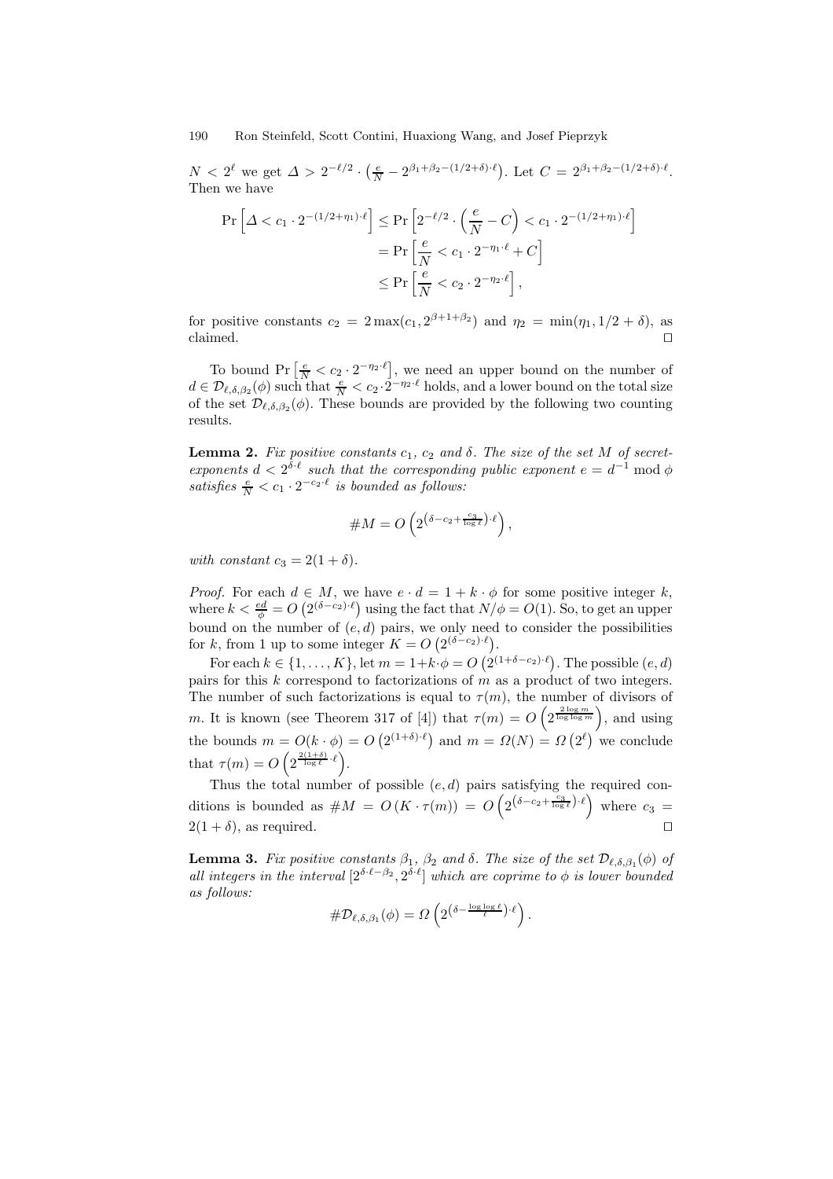$N < 2^{\ell}$ we get $\Delta > 2^{-\ell/2} \cdot \left(\frac{e}{N} - 2^{\beta_1+\beta_2-(1/2+\delta)\cdot\ell}\right)$. Let $C = 2^{\beta_1+\beta_2-(1/2+\delta)\cdot\ell}$. Then we have

$$\begin{aligned}
\Pr\left[\Delta < c_1 \cdot 2^{-(1/2+\eta_1)\cdot\ell}\right] &\leq \Pr\left[2^{-\ell/2} \cdot \left(\frac{e}{N} - C\right) < c_1 \cdot 2^{-(1/2+\eta_1)\cdot\ell}\right] \\
&= \Pr\left[\frac{e}{N} < c_1 \cdot 2^{-\eta_1\cdot\ell} + C\right] \\
&\leq \Pr\left[\frac{e}{N} < c_2 \cdot 2^{-\eta_2\cdot\ell}\right],
\end{aligned}$$

for positive constants $c_2 = 2\max(c_1, 2^{\beta+1+\beta_2})$ and $\eta_2 = \min(\eta_1, 1/2+\delta)$, as claimed. ⊓⊔

To bound $\Pr\left[\frac{e}{N} < c_2 \cdot 2^{-\eta_2\cdot\ell}\right]$, we need an upper bound on the number of $d \in \mathcal{D}_{\ell,\delta,\beta_2}(\phi)$ such that $\frac{e}{N} < c_2 \cdot 2^{-\eta_2\cdot\ell}$ holds, and a lower bound on the total size of the set $\mathcal{D}_{\ell,\delta,\beta_2}(\phi)$. These bounds are provided by the following two counting results.

**Lemma 2.** *Fix positive constants $c_1$, $c_2$ and $\delta$. The size of the set $M$ of secret-exponents $d < 2^{\delta\cdot\ell}$ such that the corresponding public exponent $e = d^{-1} \bmod \phi$ satisfies $\frac{e}{N} < c_1 \cdot 2^{-c_2\cdot\ell}$ is bounded as follows:*

$$\#M = O\left(2^{\left(\delta - c_2 + \frac{c_3}{\log \ell}\right)\cdot\ell}\right),$$

*with constant $c_3 = 2(1+\delta)$.*

*Proof.* For each $d \in M$, we have $e \cdot d = 1 + k \cdot \phi$ for some positive integer $k$, where $k < \frac{ed}{\phi} = O\left(2^{(\delta-c_2)\cdot\ell}\right)$ using the fact that $N/\phi = O(1)$. So, to get an upper bound on the number of $(e, d)$ pairs, we only need to consider the possibilities for $k$, from 1 up to some integer $K = O\left(2^{(\delta-c_2)\cdot\ell}\right)$.

For each $k \in \{1, \ldots, K\}$, let $m = 1+k\cdot\phi = O\left(2^{(1+\delta-c_2)\cdot\ell}\right)$. The possible $(e, d)$ pairs for this $k$ correspond to factorizations of $m$ as a product of two integers. The number of such factorizations is equal to $\tau(m)$, the number of divisors of $m$. It is known (see Theorem 317 of [4]) that $\tau(m) = O\left(2^{\frac{2\log m}{\log\log m}}\right)$, and using the bounds $m = O(k \cdot \phi) = O\left(2^{(1+\delta)\cdot\ell}\right)$ and $m = \Omega(N) = \Omega\left(2^{\ell}\right)$ we conclude that $\tau(m) = O\left(2^{\frac{2(1+\delta)}{\log \ell}\cdot\ell}\right)$.

Thus the total number of possible $(e, d)$ pairs satisfying the required conditions is bounded as $\#M = O(K \cdot \tau(m)) = O\left(2^{\left(\delta-c_2+\frac{c_3}{\log \ell}\right)\cdot\ell}\right)$ where $c_3 = 2(1+\delta)$, as required. ⊓⊔

**Lemma 3.** *Fix positive constants $\beta_1$, $\beta_2$ and $\delta$. The size of the set $\mathcal{D}_{\ell,\delta,\beta_1}(\phi)$ of all integers in the interval $[2^{\delta\cdot\ell-\beta_2}, 2^{\delta\cdot\ell}]$ which are coprime to $\phi$ is lower bounded as follows:*

$$\#\mathcal{D}_{\ell,\delta,\beta_1}(\phi) = \Omega\left(2^{\left(\delta - \frac{\log\log \ell}{\ell}\right)\cdot\ell}\right).$$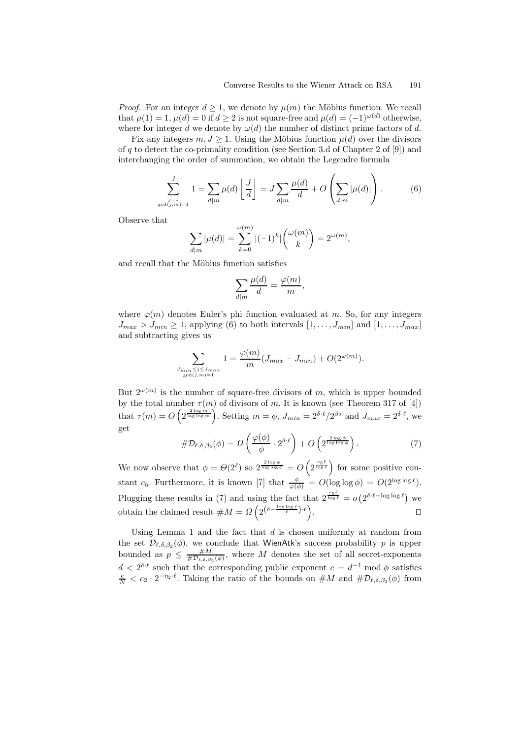*Proof.* For an integer $d \geq 1$, we denote by $\mu(m)$ the Möbius function. We recall that $\mu(1) = 1$, $\mu(d) = 0$ if $d \geq 2$ is not square-free and $\mu(d) = (-1)^{\omega(d)}$ otherwise, where for integer $d$ we denote by $\omega(d)$ the number of distinct prime factors of $d$.

Fix any integers $m, J \geq 1$. Using the Möbius function $\mu(d)$ over the divisors of $q$ to detect the co-primality condition (see Section 3.d of Chapter 2 of [9]) and interchanging the order of summation, we obtain the Legendre formula

$$\sum_{\substack{j=1 \\ \gcd(j,m)=1}}^{J} 1 = \sum_{d|m} \mu(d) \left\lfloor \frac{J}{d} \right\rfloor = J \sum_{d|m} \frac{\mu(d)}{d} + O\left( \sum_{d|m} |\mu(d)| \right). \tag{6}$$

Observe that

$$\sum_{d|m} |\mu(d)| = \sum_{k=0}^{\omega(m)} |(-1)^k| \binom{\omega(m)}{k} = 2^{\omega(m)},$$

and recall that the Möbius function satisfies

$$\sum_{d|m} \frac{\mu(d)}{d} = \frac{\varphi(m)}{m},$$

where $\varphi(m)$ denotes Euler's phi function evaluated at $m$. So, for any integers $J_{max} > J_{min} \geq 1$, applying (6) to both intervals $[1, \dots, J_{min}]$ and $[1, \dots, J_{max}]$ and subtracting gives us

$$\sum_{\substack{J_{min} \leq j \leq J_{max} \\ \gcd(j,m)=1}} 1 = \frac{\varphi(m)}{m}(J_{max} - J_{min}) + O(2^{\omega(m)}).$$

But $2^{\omega(m)}$ is the number of square-free divisors of $m$, which is upper bounded by the total number $\tau(m)$ of divisors of $m$. It is known (see Theorem 317 of [4]) that $\tau(m) = O\left(2^{\frac{2 \log m}{\log \log m}}\right)$. Setting $m = \phi$, $J_{min} = 2^{\delta \cdot \ell}/2^{\beta_2}$ and $J_{max} = 2^{\delta \cdot \ell}$, we get

$$\#\mathcal{D}_{\ell,\delta,\beta_2}(\phi) = \Omega\left( \frac{\varphi(\phi)}{\phi} \cdot 2^{\delta \cdot \ell} \right) + O\left( 2^{\frac{2 \log \phi}{\log \log \phi}} \right). \tag{7}$$

We now observe that $\phi = \Theta(2^{\ell})$ so $2^{\frac{2 \log \phi}{\log \log \phi}} = O\left(2^{\frac{c_5 \ell}{\log \ell}}\right)$ for some positive constant $c_5$. Furthermore, it is known [7] that $\frac{\phi}{\varphi(\phi)} = O(\log \log \phi) = O(2^{\log \log \ell})$. Plugging these results in (7) and using the fact that $2^{\frac{c_5 \ell}{\log \ell}} = o\left(2^{\delta \cdot \ell - \log \log \ell}\right)$ we obtain the claimed result $\#M = \Omega\left(2^{\left(\delta - \frac{\log \log \ell}{\ell}\right) \cdot \ell}\right)$. $\square$

Using Lemma 1 and the fact that $d$ is chosen uniformly at random from the set $\mathcal{D}_{\ell,\delta,\beta_2}(\phi)$, we conclude that WienAtk's success probability $p$ is upper bounded as $p \leq \frac{\#M}{\#\mathcal{D}_{\ell,\delta,\beta_2}(\phi)}$, where $M$ denotes the set of all secret-exponents $d < 2^{\delta \cdot \ell}$ such that the corresponding public exponent $e = d^{-1} \bmod \phi$ satisfies $\frac{e}{N} < c_2 \cdot 2^{-\eta_2 \cdot \ell}$. Taking the ratio of the bounds on $\#M$ and $\#\mathcal{D}_{\ell,\delta,\beta_2}(\phi)$ from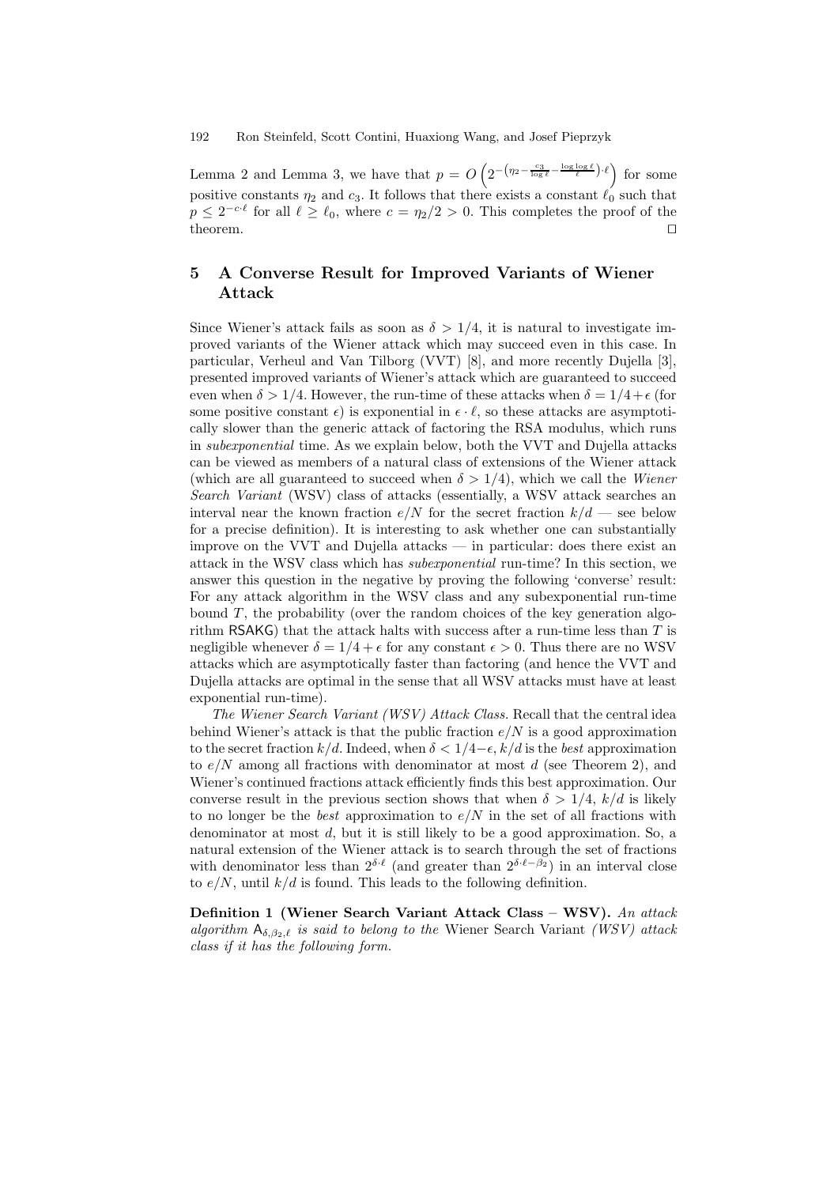Lemma 2 and Lemma 3, we have that $p = O\left(2^{-\left(\eta_2 - \frac{c_3}{\log \ell} - \frac{\log\log \ell}{\ell}\right)\cdot \ell}\right)$ for some positive constants $\eta_2$ and $c_3$. It follows that there exists a constant $\ell_0$ such that $p \leq 2^{-c\cdot \ell}$ for all $\ell \geq \ell_0$, where $c = \eta_2/2 > 0$. This completes the proof of the theorem. □

## 5 A Converse Result for Improved Variants of Wiener Attack

Since Wiener's attack fails as soon as $\delta > 1/4$, it is natural to investigate improved variants of the Wiener attack which may succeed even in this case. In particular, Verheul and Van Tilborg (VVT) [8], and more recently Dujella [3], presented improved variants of Wiener's attack which are guaranteed to succeed even when $\delta > 1/4$. However, the run-time of these attacks when $\delta = 1/4 + \epsilon$ (for some positive constant $\epsilon$) is exponential in $\epsilon \cdot \ell$, so these attacks are asymptotically slower than the generic attack of factoring the RSA modulus, which runs in *subexponential* time. As we explain below, both the VVT and Dujella attacks can be viewed as members of a natural class of extensions of the Wiener attack (which are all guaranteed to succeed when $\delta > 1/4$), which we call the *Wiener Search Variant* (WSV) class of attacks (essentially, a WSV attack searches an interval near the known fraction $e/N$ for the secret fraction $k/d$ — see below for a precise definition). It is interesting to ask whether one can substantially improve on the VVT and Dujella attacks — in particular: does there exist an attack in the WSV class which has *subexponential* run-time? In this section, we answer this question in the negative by proving the following 'converse' result: For any attack algorithm in the WSV class and any subexponential run-time bound $T$, the probability (over the random choices of the key generation algorithm RSAKG) that the attack halts with success after a run-time less than $T$ is negligible whenever $\delta = 1/4 + \epsilon$ for any constant $\epsilon > 0$. Thus there are no WSV attacks which are asymptotically faster than factoring (and hence the VVT and Dujella attacks are optimal in the sense that all WSV attacks must have at least exponential run-time).

*The Wiener Search Variant (WSV) Attack Class.* Recall that the central idea behind Wiener's attack is that the public fraction $e/N$ is a good approximation to the secret fraction $k/d$. Indeed, when $\delta < 1/4 - \epsilon$, $k/d$ is the *best* approximation to $e/N$ among all fractions with denominator at most $d$ (see Theorem 2), and Wiener's continued fractions attack efficiently finds this best approximation. Our converse result in the previous section shows that when $\delta > 1/4$, $k/d$ is likely to no longer be the *best* approximation to $e/N$ in the set of all fractions with denominator at most $d$, but it is still likely to be a good approximation. So, a natural extension of the Wiener attack is to search through the set of fractions with denominator less than $2^{\delta\cdot\ell}$ (and greater than $2^{\delta\cdot\ell - \beta_2}$) in an interval close to $e/N$, until $k/d$ is found. This leads to the following definition.

**Definition 1 (Wiener Search Variant Attack Class – WSV).** *An attack algorithm $\mathsf{A}_{\delta,\beta_2,\ell}$ is said to belong to the* Wiener Search Variant *(WSV) attack class if it has the following form.*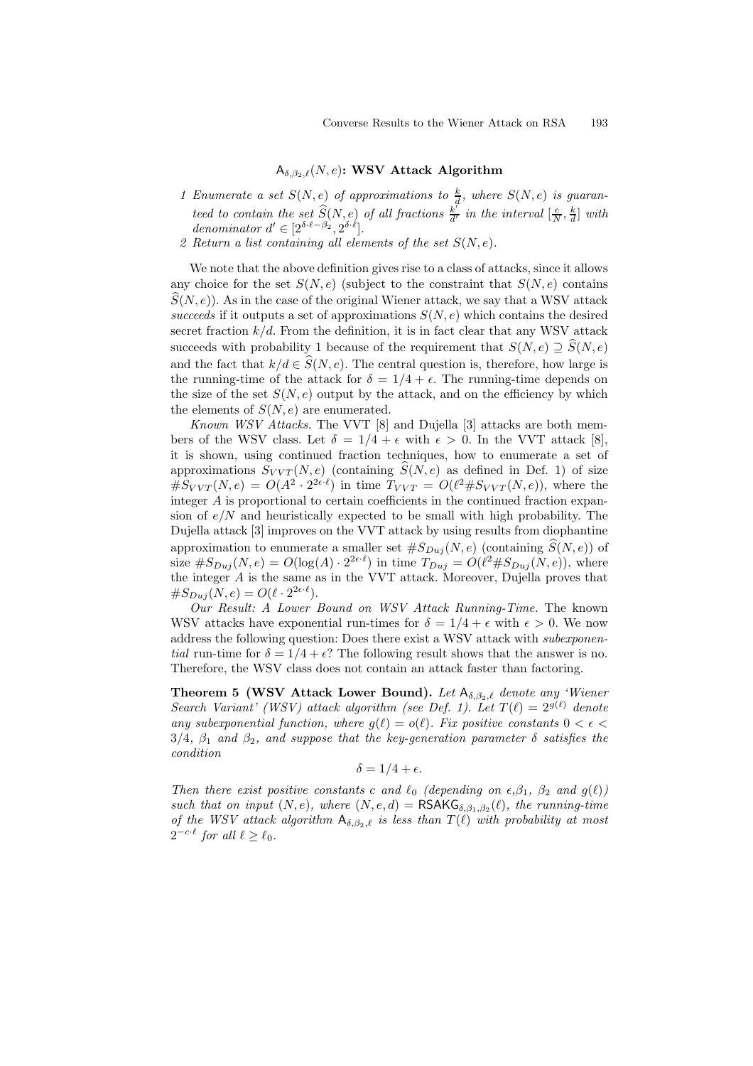**$\mathsf{A}_{\delta,\beta_2,\ell}(N,e)$: WSV Attack Algorithm**

1. *Enumerate a set $S(N,e)$ of approximations to $\frac{k}{d}$, where $S(N,e)$ is guaranteed to contain the set $\widehat{S}(N,e)$ of all fractions $\frac{k'}{d'}$ in the interval $[\frac{e}{N}, \frac{k}{d}]$ with denominator $d' \in [2^{\delta\cdot\ell-\beta_2}, 2^{\delta\cdot\ell}]$.*
2. *Return a list containing all elements of the set $S(N,e)$.*

We note that the above definition gives rise to a class of attacks, since it allows any choice for the set $S(N,e)$ (subject to the constraint that $S(N,e)$ contains $\widehat{S}(N,e)$). As in the case of the original Wiener attack, we say that a WSV attack *succeeds* if it outputs a set of approximations $S(N,e)$ which contains the desired secret fraction $k/d$. From the definition, it is in fact clear that any WSV attack succeeds with probability 1 because of the requirement that $S(N,e) \supseteq \widehat{S}(N,e)$ and the fact that $k/d \in \widehat{S}(N,e)$. The central question is, therefore, how large is the running-time of the attack for $\delta = 1/4 + \epsilon$. The running-time depends on the size of the set $S(N,e)$ output by the attack, and on the efficiency by which the elements of $S(N,e)$ are enumerated.

*Known WSV Attacks.* The VVT [8] and Dujella [3] attacks are both members of the WSV class. Let $\delta = 1/4 + \epsilon$ with $\epsilon > 0$. In the VVT attack [8], it is shown, using continued fraction techniques, how to enumerate a set of approximations $S_{VVT}(N,e)$ (containing $\widehat{S}(N,e)$ as defined in Def. 1) of size $\#S_{VVT}(N,e) = O(A^2 \cdot 2^{2\epsilon\cdot\ell})$ in time $T_{VVT} = O(\ell^2 \#S_{VVT}(N,e))$, where the integer $A$ is proportional to certain coefficients in the continued fraction expansion of $e/N$ and heuristically expected to be small with high probability. The Dujella attack [3] improves on the VVT attack by using results from diophantine approximation to enumerate a smaller set $\#S_{Duj}(N,e)$ (containing $\widehat{S}(N,e)$) of size $\#S_{Duj}(N,e) = O(\log(A) \cdot 2^{2\epsilon\cdot\ell})$ in time $T_{Duj} = O(\ell^2 \#S_{Duj}(N,e))$, where the integer $A$ is the same as in the VVT attack. Moreover, Dujella proves that $\#S_{Duj}(N,e) = O(\ell \cdot 2^{2\epsilon\cdot\ell})$.

*Our Result: A Lower Bound on WSV Attack Running-Time.* The known WSV attacks have exponential run-times for $\delta = 1/4 + \epsilon$ with $\epsilon > 0$. We now address the following question: Does there exist a WSV attack with *subexponential* run-time for $\delta = 1/4 + \epsilon$? The following result shows that the answer is no. Therefore, the WSV class does not contain an attack faster than factoring.

**Theorem 5 (WSV Attack Lower Bound).** *Let $\mathsf{A}_{\delta,\beta_2,\ell}$ denote any 'Wiener Search Variant' (WSV) attack algorithm (see Def. 1). Let $T(\ell) = 2^{g(\ell)}$ denote any subexponential function, where $g(\ell) = o(\ell)$. Fix positive constants $0 < \epsilon < 3/4$, $\beta_1$ and $\beta_2$, and suppose that the key-generation parameter $\delta$ satisfies the condition*

$$\delta = 1/4 + \epsilon.$$

*Then there exist positive constants $c$ and $\ell_0$ (depending on $\epsilon$,$\beta_1$, $\beta_2$ and $g(\ell)$) such that on input $(N,e)$, where $(N,e,d) = \mathsf{RSAKG}_{\delta,\beta_1,\beta_2}(\ell)$, the running-time of the WSV attack algorithm $\mathsf{A}_{\delta,\beta_2,\ell}$ is less than $T(\ell)$ with probability at most $2^{-c\cdot\ell}$ for all $\ell \geq \ell_0$.*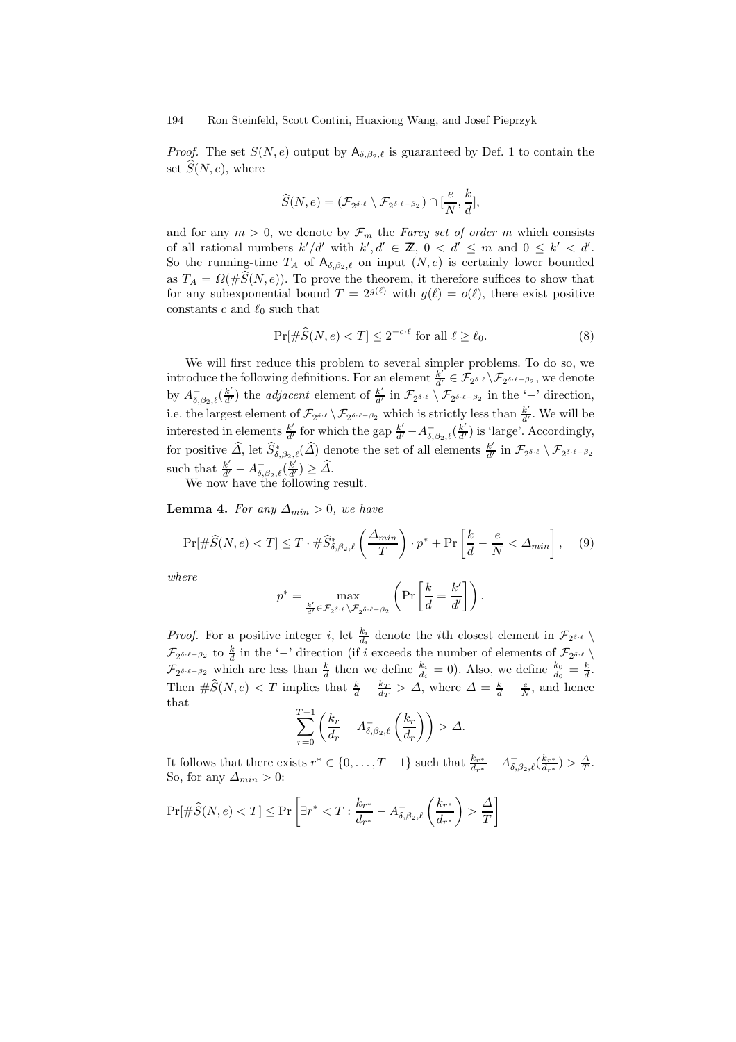*Proof.* The set $S(N,e)$ output by $\mathsf{A}_{\delta,\beta_2,\ell}$ is guaranteed by Def. 1 to contain the set $\widehat{S}(N,e)$, where

$$\widehat{S}(N,e) = (\mathcal{F}_{2^{\delta\cdot\ell}} \setminus \mathcal{F}_{2^{\delta\cdot\ell-\beta_2}}) \cap [\frac{e}{N}, \frac{k}{d}],$$

and for any $m > 0$, we denote by $\mathcal{F}_m$ the *Farey set of order* $m$ which consists of all rational numbers $k'/d'$ with $k', d' \in \mathbb{Z}$, $0 < d' \leq m$ and $0 \leq k' < d'$. So the running-time $T_A$ of $\mathsf{A}_{\delta,\beta_2,\ell}$ on input $(N,e)$ is certainly lower bounded as $T_A = \Omega(\#\widehat{S}(N,e))$. To prove the theorem, it therefore suffices to show that for any subexponential bound $T = 2^{g(\ell)}$ with $g(\ell) = o(\ell)$, there exist positive constants $c$ and $\ell_0$ such that

$$\Pr[\#\widehat{S}(N,e) < T] \leq 2^{-c\cdot\ell} \text{ for all } \ell \geq \ell_0. \tag{8}$$

We will first reduce this problem to several simpler problems. To do so, we introduce the following definitions. For an element $\frac{k'}{d'} \in \mathcal{F}_{2^{\delta\cdot\ell}} \setminus \mathcal{F}_{2^{\delta\cdot\ell-\beta_2}}$, we denote by $A^-_{\delta,\beta_2,\ell}(\frac{k'}{d'})$ the *adjacent* element of $\frac{k'}{d'}$ in $\mathcal{F}_{2^{\delta\cdot\ell}} \setminus \mathcal{F}_{2^{\delta\cdot\ell-\beta_2}}$ in the '$-$' direction, i.e. the largest element of $\mathcal{F}_{2^{\delta\cdot\ell}} \setminus \mathcal{F}_{2^{\delta\cdot\ell-\beta_2}}$ which is strictly less than $\frac{k'}{d'}$. We will be interested in elements $\frac{k'}{d'}$ for which the gap $\frac{k'}{d'} - A^-_{\delta,\beta_2,\ell}(\frac{k'}{d'})$ is 'large'. Accordingly, for positive $\widehat{\Delta}$, let $\widehat{S}^*_{\delta,\beta_2,\ell}(\widehat{\Delta})$ denote the set of all elements $\frac{k'}{d'}$ in $\mathcal{F}_{2^{\delta\cdot\ell}} \setminus \mathcal{F}_{2^{\delta\cdot\ell-\beta_2}}$ such that $\frac{k'}{d'} - A^-_{\delta,\beta_2,\ell}(\frac{k'}{d'}) \geq \widehat{\Delta}$.

We now have the following result.

**Lemma 4.** *For any $\Delta_{min} > 0$, we have*

$$\Pr[\#\widehat{S}(N,e) < T] \leq T \cdot \#\widehat{S}^*_{\delta,\beta_2,\ell}\left(\frac{\Delta_{min}}{T}\right) \cdot p^* + \Pr\left[\frac{k}{d} - \frac{e}{N} < \Delta_{min}\right], \tag{9}$$

*where*

$$p^* = \max_{\frac{k'}{d'} \in \mathcal{F}_{2^{\delta\cdot\ell}} \setminus \mathcal{F}_{2^{\delta\cdot\ell-\beta_2}}} \left(\Pr\left[\frac{k}{d} = \frac{k'}{d'}\right]\right).$$

*Proof.* For a positive integer $i$, let $\frac{k_i}{d_i}$ denote the $i$th closest element in $\mathcal{F}_{2^{\delta\cdot\ell}} \setminus \mathcal{F}_{2^{\delta\cdot\ell-\beta_2}}$ to $\frac{k}{d}$ in the '$-$' direction (if $i$ exceeds the number of elements of $\mathcal{F}_{2^{\delta\cdot\ell}} \setminus \mathcal{F}_{2^{\delta\cdot\ell-\beta_2}}$ which are less than $\frac{k}{d}$ then we define $\frac{k_i}{d_i} = 0$). Also, we define $\frac{k_0}{d_0} = \frac{k}{d}$. Then $\#\widehat{S}(N,e) < T$ implies that $\frac{k}{d} - \frac{k_T}{d_T} > \Delta$, where $\Delta = \frac{k}{d} - \frac{e}{N}$, and hence that

$$\sum_{r=0}^{T-1}\left(\frac{k_r}{d_r} - A^-_{\delta,\beta_2,\ell}\left(\frac{k_r}{d_r}\right)\right) > \Delta.$$

It follows that there exists $r^* \in \{0,\ldots,T-1\}$ such that $\frac{k_{r^*}}{d_{r^*}} - A^-_{\delta,\beta_2,\ell}(\frac{k_{r^*}}{d_{r^*}}) > \frac{\Delta}{T}$. So, for any $\Delta_{min} > 0$:

$$\Pr[\#\widehat{S}(N,e) < T] \leq \Pr\left[\exists r^* < T : \frac{k_{r^*}}{d_{r^*}} - A^-_{\delta,\beta_2,\ell}\left(\frac{k_{r^*}}{d_{r^*}}\right) > \frac{\Delta}{T}\right]$$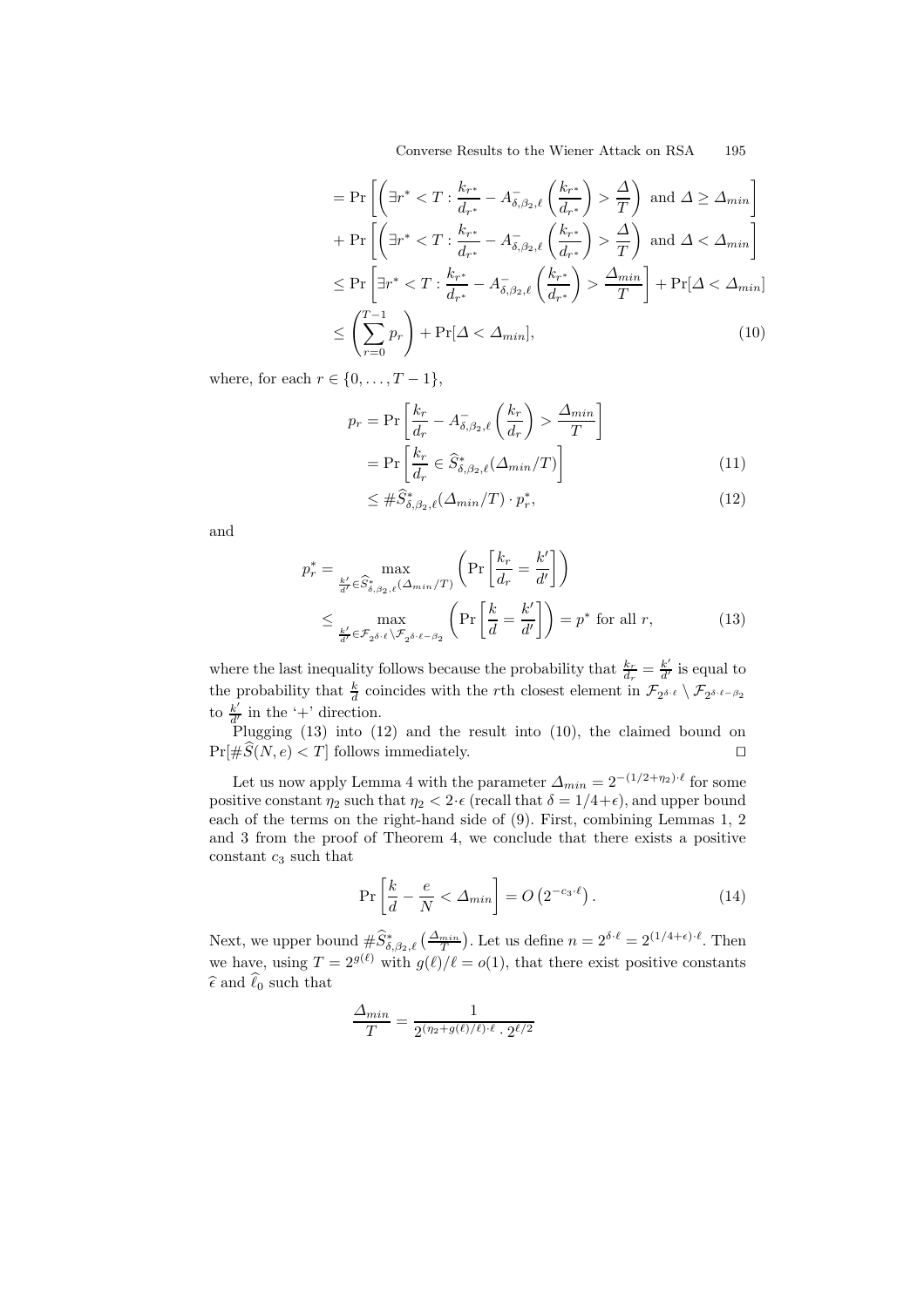$$
\begin{aligned}
&= \Pr\left[\left(\exists r^* < T : \frac{k_{r^*}}{d_{r^*}} - A^-_{\delta,\beta_2,\ell}\left(\frac{k_{r^*}}{d_{r^*}}\right) > \frac{\Delta}{T}\right) \text{ and } \Delta \geq \Delta_{min}\right] \\
&+ \Pr\left[\left(\exists r^* < T : \frac{k_{r^*}}{d_{r^*}} - A^-_{\delta,\beta_2,\ell}\left(\frac{k_{r^*}}{d_{r^*}}\right) > \frac{\Delta}{T}\right) \text{ and } \Delta < \Delta_{min}\right] \\
&\leq \Pr\left[\exists r^* < T : \frac{k_{r^*}}{d_{r^*}} - A^-_{\delta,\beta_2,\ell}\left(\frac{k_{r^*}}{d_{r^*}}\right) > \frac{\Delta_{min}}{T}\right] + \Pr[\Delta < \Delta_{min}] \\
&\leq \left(\sum_{r=0}^{T-1} p_r\right) + \Pr[\Delta < \Delta_{min}], \qquad (10)
\end{aligned}
$$

where, for each $r \in \{0, \ldots, T-1\}$,

$$
\begin{aligned}
p_r &= \Pr\left[\frac{k_r}{d_r} - A^-_{\delta,\beta_2,\ell}\left(\frac{k_r}{d_r}\right) > \frac{\Delta_{min}}{T}\right] \\
&= \Pr\left[\frac{k_r}{d_r} \in \widehat{S}^*_{\delta,\beta_2,\ell}(\Delta_{min}/T)\right] \qquad (11) \\
&\leq \#\widehat{S}^*_{\delta,\beta_2,\ell}(\Delta_{min}/T) \cdot p^*_r, \qquad (12)
\end{aligned}
$$

and

$$
\begin{aligned}
p^*_r &= \max_{\frac{k'}{d'} \in \widehat{S}^*_{\delta,\beta_2,\ell}(\Delta_{min}/T)} \left(\Pr\left[\frac{k_r}{d_r} = \frac{k'}{d'}\right]\right) \\
&\leq \max_{\frac{k'}{d'} \in \mathcal{F}_{2^{\delta\cdot\ell}} \setminus \mathcal{F}_{2^{\delta\cdot\ell-\beta_2}}} \left(\Pr\left[\frac{k}{d} = \frac{k'}{d'}\right]\right) = p^* \text{ for all } r, \qquad (13)
\end{aligned}
$$

where the last inequality follows because the probability that $\frac{k_r}{d_r} = \frac{k'}{d'}$ is equal to the probability that $\frac{k}{d}$ coincides with the $r$th closest element in $\mathcal{F}_{2^{\delta\cdot\ell}} \setminus \mathcal{F}_{2^{\delta\cdot\ell-\beta_2}}$ to $\frac{k'}{d'}$ in the '+' direction.

Plugging (13) into (12) and the result into (10), the claimed bound on $\Pr[\#\widehat{S}(N,e) < T]$ follows immediately. □

Let us now apply Lemma 4 with the parameter $\Delta_{min} = 2^{-(1/2+\eta_2)\cdot\ell}$ for some positive constant $\eta_2$ such that $\eta_2 < 2\cdot\epsilon$ (recall that $\delta = 1/4+\epsilon$), and upper bound each of the terms on the right-hand side of (9). First, combining Lemmas 1, 2 and 3 from the proof of Theorem 4, we conclude that there exists a positive constant $c_3$ such that

$$
\Pr\left[\frac{k}{d} - \frac{e}{N} < \Delta_{min}\right] = O\left(2^{-c_3\cdot\ell}\right). \qquad (14)
$$

Next, we upper bound $\#\widehat{S}^*_{\delta,\beta_2,\ell}\left(\frac{\Delta_{min}}{T}\right)$. Let us define $n = 2^{\delta\cdot\ell} = 2^{(1/4+\epsilon)\cdot\ell}$. Then we have, using $T = 2^{g(\ell)}$ with $g(\ell)/\ell = o(1)$, that there exist positive constants $\widehat{\epsilon}$ and $\widehat{\ell}_0$ such that

$$
\frac{\Delta_{min}}{T} = \frac{1}{2^{(\eta_2+g(\ell)/\ell)\cdot\ell}\cdot 2^{\ell/2}}
$$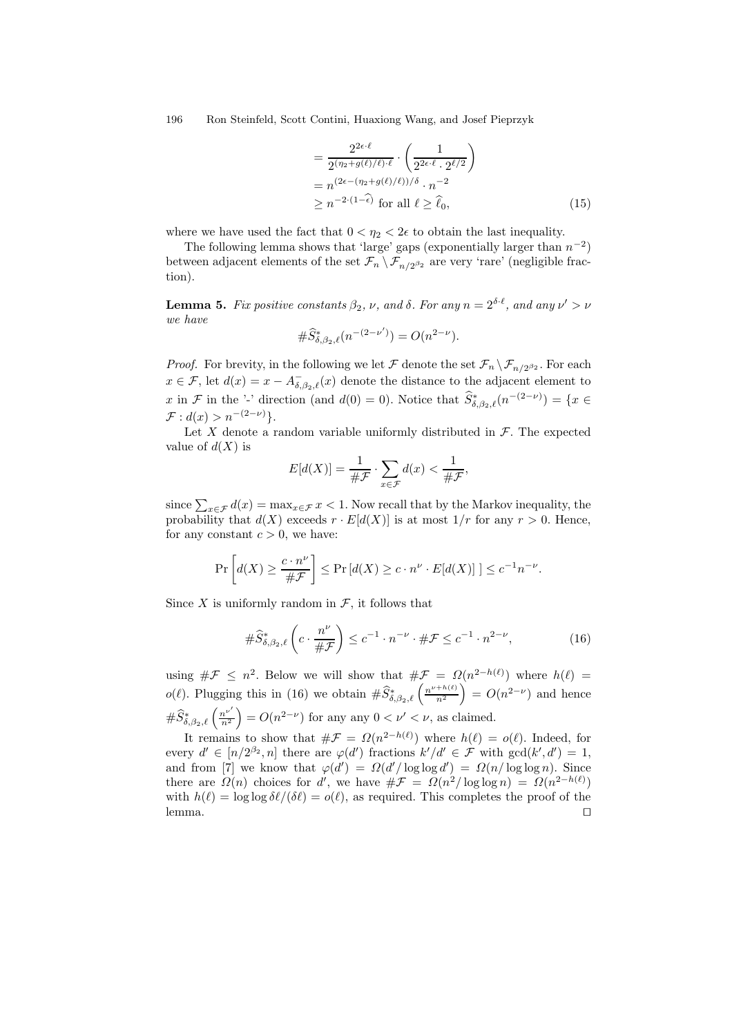$$
\begin{aligned}
&= \frac{2^{2\epsilon\cdot\ell}}{2^{(\eta_2+g(\ell)/\ell)\cdot\ell}} \cdot \left(\frac{1}{2^{2\epsilon\cdot\ell}\cdot 2^{\ell/2}}\right) \\
&= n^{(2\epsilon-(\eta_2+g(\ell)/\ell))/\delta} \cdot n^{-2} \\
&\geq n^{-2\cdot(1-\widehat{\epsilon})} \text{ for all } \ell \geq \widehat{\ell}_0,
\end{aligned} \tag{15}
$$

where we have used the fact that $0 < \eta_2 < 2\epsilon$ to obtain the last inequality.

The following lemma shows that 'large' gaps (exponentially larger than $n^{-2}$) between adjacent elements of the set $\mathcal{F}_n \setminus \mathcal{F}_{n/2^{\beta_2}}$ are very 'rare' (negligible fraction).

**Lemma 5.** *Fix positive constants $\beta_2$, $\nu$, and $\delta$. For any $n = 2^{\delta\cdot\ell}$, and any $\nu' > \nu$ we have*

$$\#\widehat{S}^*_{\delta,\beta_2,\ell}(n^{-(2-\nu')}) = O(n^{2-\nu}).$$

*Proof.* For brevity, in the following we let $\mathcal{F}$ denote the set $\mathcal{F}_n \setminus \mathcal{F}_{n/2^{\beta_2}}$. For each $x \in \mathcal{F}$, let $d(x) = x - A^-_{\delta,\beta_2,\ell}(x)$ denote the distance to the adjacent element to $x$ in $\mathcal{F}$ in the '-' direction (and $d(0) = 0$). Notice that $\widehat{S}^*_{\delta,\beta_2,\ell}(n^{-(2-\nu)}) = \{x \in \mathcal{F} : d(x) > n^{-(2-\nu)}\}$.

Let $X$ denote a random variable uniformly distributed in $\mathcal{F}$. The expected value of $d(X)$ is

$$E[d(X)] = \frac{1}{\#\mathcal{F}} \cdot \sum_{x\in\mathcal{F}} d(x) < \frac{1}{\#\mathcal{F}},$$

since $\sum_{x\in\mathcal{F}} d(x) = \max_{x\in\mathcal{F}} x < 1$. Now recall that by the Markov inequality, the probability that $d(X)$ exceeds $r \cdot E[d(X)]$ is at most $1/r$ for any $r > 0$. Hence, for any constant $c > 0$, we have:

$$\Pr\left[d(X) \geq \frac{c\cdot n^{\nu}}{\#\mathcal{F}}\right] \leq \Pr\left[d(X) \geq c\cdot n^{\nu}\cdot E[d(X)]\,\right] \leq c^{-1}n^{-\nu}.$$

Since $X$ is uniformly random in $\mathcal{F}$, it follows that

$$\#\widehat{S}^*_{\delta,\beta_2,\ell}\left(c\cdot\frac{n^{\nu}}{\#\mathcal{F}}\right) \leq c^{-1}\cdot n^{-\nu}\cdot\#\mathcal{F} \leq c^{-1}\cdot n^{2-\nu}, \tag{16}$$

using $\#\mathcal{F} \leq n^2$. Below we will show that $\#\mathcal{F} = \Omega(n^{2-h(\ell)})$ where $h(\ell) = o(\ell)$. Plugging this in (16) we obtain $\#\widehat{S}^*_{\delta,\beta_2,\ell}\left(\frac{n^{\nu+h(\ell)}}{n^2}\right) = O(n^{2-\nu})$ and hence $\#\widehat{S}^*_{\delta,\beta_2,\ell}\left(\frac{n^{\nu'}}{n^2}\right) = O(n^{2-\nu})$ for any any $0 < \nu' < \nu$, as claimed.

It remains to show that $\#\mathcal{F} = \Omega(n^{2-h(\ell)})$ where $h(\ell) = o(\ell)$. Indeed, for every $d' \in [n/2^{\beta_2}, n]$ there are $\varphi(d')$ fractions $k'/d' \in \mathcal{F}$ with $\gcd(k', d') = 1$, and from [7] we know that $\varphi(d') = \Omega(d'/\log\log d') = \Omega(n/\log\log n)$. Since there are $\Omega(n)$ choices for $d'$, we have $\#\mathcal{F} = \Omega(n^2/\log\log n) = \Omega(n^{2-h(\ell)})$ with $h(\ell) = \log\log\delta\ell/(\delta\ell) = o(\ell)$, as required. This completes the proof of the lemma. ⊓⊔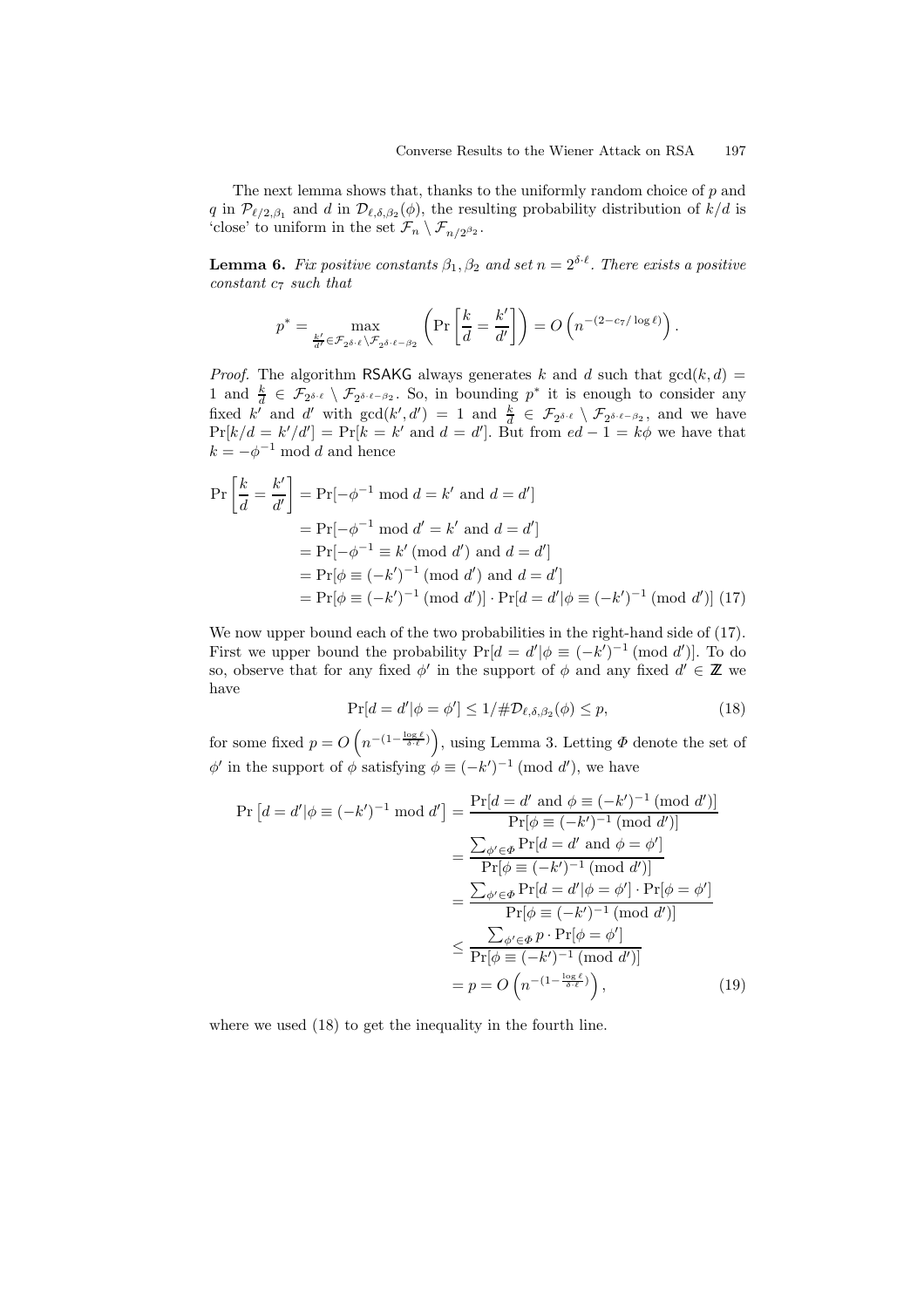The next lemma shows that, thanks to the uniformly random choice of $p$ and $q$ in $\mathcal{P}_{\ell/2,\beta_1}$ and $d$ in $\mathcal{D}_{\ell,\delta,\beta_2}(\phi)$, the resulting probability distribution of $k/d$ is 'close' to uniform in the set $\mathcal{F}_n \setminus \mathcal{F}_{n/2^{\beta_2}}$.

**Lemma 6.** *Fix positive constants $\beta_1, \beta_2$ and set $n = 2^{\delta \cdot \ell}$. There exists a positive constant $c_7$ such that*

$$p^* = \max_{\frac{k'}{d'} \in \mathcal{F}_{2^{\delta\cdot\ell}} \setminus \mathcal{F}_{2^{\delta\cdot\ell-\beta_2}}} \left( \Pr\left[\frac{k}{d} = \frac{k'}{d'}\right]\right) = O\left(n^{-(2-c_7/\log \ell)}\right).$$

*Proof.* The algorithm RSAKG always generates $k$ and $d$ such that $\gcd(k,d) = 1$ and $\frac{k}{d} \in \mathcal{F}_{2^{\delta\cdot\ell}} \setminus \mathcal{F}_{2^{\delta\cdot\ell-\beta_2}}$. So, in bounding $p^*$ it is enough to consider any fixed $k'$ and $d'$ with $\gcd(k',d') = 1$ and $\frac{k}{d} \in \mathcal{F}_{2^{\delta\cdot\ell}} \setminus \mathcal{F}_{2^{\delta\cdot\ell-\beta_2}}$, and we have $\Pr[k/d = k'/d'] = \Pr[k = k' \text{ and } d = d']$. But from $ed - 1 = k\phi$ we have that $k = -\phi^{-1} \bmod d$ and hence

$$\begin{aligned}
\Pr\left[\frac{k}{d} = \frac{k'}{d'}\right] &= \Pr[-\phi^{-1} \bmod d = k' \text{ and } d = d'] \\
&= \Pr[-\phi^{-1} \bmod d' = k' \text{ and } d = d'] \\
&= \Pr[-\phi^{-1} \equiv k' \pmod{d'} \text{ and } d = d'] \\
&= \Pr[\phi \equiv (-k')^{-1} \pmod{d'} \text{ and } d = d'] \\
&= \Pr[\phi \equiv (-k')^{-1} \pmod{d'}] \cdot \Pr[d = d' | \phi \equiv (-k')^{-1} \pmod{d'}] \quad (17)
\end{aligned}$$

We now upper bound each of the two probabilities in the right-hand side of (17). First we upper bound the probability $\Pr[d = d' | \phi \equiv (-k')^{-1} \pmod{d'}]$. To do so, observe that for any fixed $\phi'$ in the support of $\phi$ and any fixed $d' \in \mathbb{Z}$ we have

$$\Pr[d = d' | \phi = \phi'] \leq 1/\#\mathcal{D}_{\ell,\delta,\beta_2}(\phi) \leq p, \quad (18)$$

for some fixed $p = O\left(n^{-(1-\frac{\log \ell}{\delta \cdot \ell})}\right)$, using Lemma 3. Letting $\Phi$ denote the set of $\phi'$ in the support of $\phi$ satisfying $\phi \equiv (-k')^{-1} \pmod{d'}$, we have

$$\begin{aligned}
\Pr\left[d = d' | \phi \equiv (-k')^{-1} \bmod d'\right] &= \frac{\Pr[d = d' \text{ and } \phi \equiv (-k')^{-1} \pmod{d'}]}{\Pr[\phi \equiv (-k')^{-1} \pmod{d'}]} \\
&= \frac{\sum_{\phi' \in \Phi} \Pr[d = d' \text{ and } \phi = \phi']}{\Pr[\phi \equiv (-k')^{-1} \pmod{d'}]} \\
&= \frac{\sum_{\phi' \in \Phi} \Pr[d = d' | \phi = \phi'] \cdot \Pr[\phi = \phi']}{\Pr[\phi \equiv (-k')^{-1} \pmod{d'}]} \\
&\leq \frac{\sum_{\phi' \in \Phi} p \cdot \Pr[\phi = \phi']}{\Pr[\phi \equiv (-k')^{-1} \pmod{d'}]} \\
&= p = O\left(n^{-(1-\frac{\log \ell}{\delta \cdot \ell})}\right), \quad (19)
\end{aligned}$$

where we used (18) to get the inequality in the fourth line.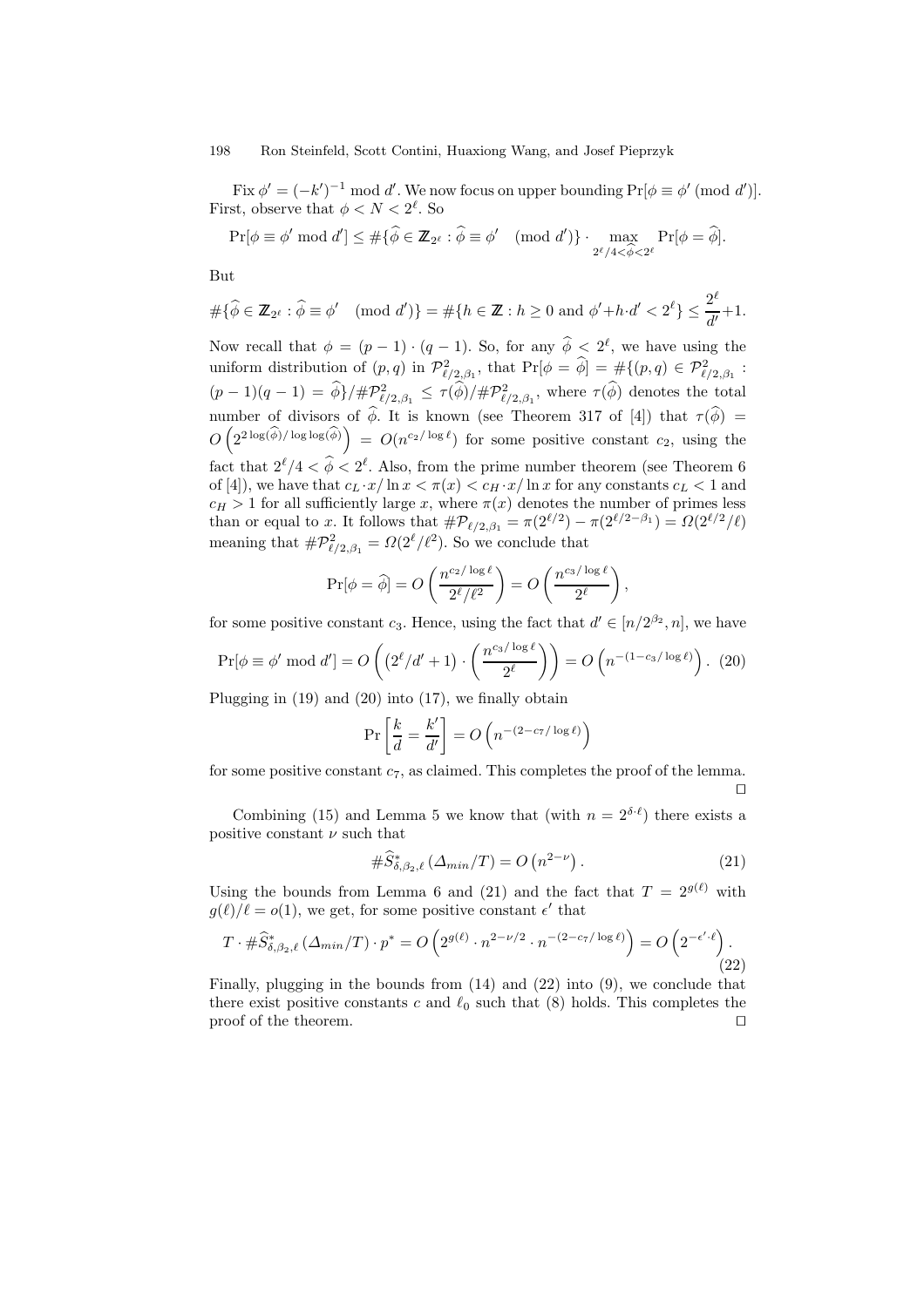Fix $\phi' = (-k')^{-1} \bmod d'$. We now focus on upper bounding $\Pr[\phi \equiv \phi' \pmod{d'}]$. First, observe that $\phi < N < 2^\ell$. So

$$\Pr[\phi \equiv \phi' \bmod d'] \leq \#\{\widehat{\phi} \in \mathbb{Z}_{2^\ell} : \widehat{\phi} \equiv \phi' \pmod{d'}\} \cdot \max_{2^\ell/4 < \widehat{\phi} < 2^\ell} \Pr[\phi = \widehat{\phi}].$$

But

$$\#\{\widehat{\phi} \in \mathbb{Z}_{2^\ell} : \widehat{\phi} \equiv \phi' \pmod{d'}\} = \#\{h \in \mathbb{Z} : h \geq 0 \text{ and } \phi' + h \cdot d' < 2^\ell\} \leq \frac{2^\ell}{d'} + 1.$$

Now recall that $\phi = (p-1)\cdot(q-1)$. So, for any $\widehat{\phi} < 2^\ell$, we have using the uniform distribution of $(p,q)$ in $\mathcal{P}^2_{\ell/2,\beta_1}$, that $\Pr[\phi = \widehat{\phi}] = \#\{(p,q) \in \mathcal{P}^2_{\ell/2,\beta_1} : (p-1)(q-1) = \widehat{\phi}\}/\#\mathcal{P}^2_{\ell/2,\beta_1} \leq \tau(\widehat{\phi})/\#\mathcal{P}^2_{\ell/2,\beta_1}$, where $\tau(\widehat{\phi})$ denotes the total number of divisors of $\widehat{\phi}$. It is known (see Theorem 317 of [4]) that $\tau(\widehat{\phi}) = O\left(2^{2\log(\widehat{\phi})/\log\log(\widehat{\phi})}\right) = O(n^{c_2/\log \ell})$ for some positive constant $c_2$, using the fact that $2^\ell/4 < \widehat{\phi} < 2^\ell$. Also, from the prime number theorem (see Theorem 6 of [4]), we have that $c_L \cdot x/\ln x < \pi(x) < c_H \cdot x/\ln x$ for any constants $c_L < 1$ and $c_H > 1$ for all sufficiently large $x$, where $\pi(x)$ denotes the number of primes less than or equal to $x$. It follows that $\#\mathcal{P}_{\ell/2,\beta_1} = \pi(2^{\ell/2}) - \pi(2^{\ell/2-\beta_1}) = \Omega(2^{\ell/2}/\ell)$ meaning that $\#\mathcal{P}^2_{\ell/2,\beta_1} = \Omega(2^\ell/\ell^2)$. So we conclude that

$$\Pr[\phi = \widehat{\phi}] = O\left(\frac{n^{c_2/\log \ell}}{2^\ell/\ell^2}\right) = O\left(\frac{n^{c_3/\log \ell}}{2^\ell}\right),$$

for some positive constant $c_3$. Hence, using the fact that $d' \in [n/2^{\beta_2}, n]$, we have

$$\Pr[\phi \equiv \phi' \bmod d'] = O\left(\left(2^\ell/d' + 1\right)\cdot\left(\frac{n^{c_3/\log \ell}}{2^\ell}\right)\right) = O\left(n^{-(1-c_3/\log \ell)}\right). \quad (20)$$

Plugging in (19) and (20) into (17), we finally obtain

$$\Pr\left[\frac{k}{d} = \frac{k'}{d'}\right] = O\left(n^{-(2-c_7/\log \ell)}\right)$$

for some positive constant $c_7$, as claimed. This completes the proof of the lemma. □

Combining (15) and Lemma 5 we know that (with $n = 2^{\delta\cdot\ell}$) there exists a positive constant $\nu$ such that

$$\#\widehat{S}^*_{\delta,\beta_2,\ell}\left(\Delta_{min}/T\right) = O\left(n^{2-\nu}\right). \quad (21)$$

Using the bounds from Lemma 6 and (21) and the fact that $T = 2^{g(\ell)}$ with $g(\ell)/\ell = o(1)$, we get, for some positive constant $\epsilon'$ that

$$T \cdot \#\widehat{S}^*_{\delta,\beta_2,\ell}\left(\Delta_{min}/T\right)\cdot p^* = O\left(2^{g(\ell)}\cdot n^{2-\nu/2}\cdot n^{-(2-c_7/\log \ell)}\right) = O\left(2^{-\epsilon'\cdot\ell}\right). \quad (22)$$

Finally, plugging in the bounds from (14) and (22) into (9), we conclude that there exist positive constants $c$ and $\ell_0$ such that (8) holds. This completes the proof of the theorem. □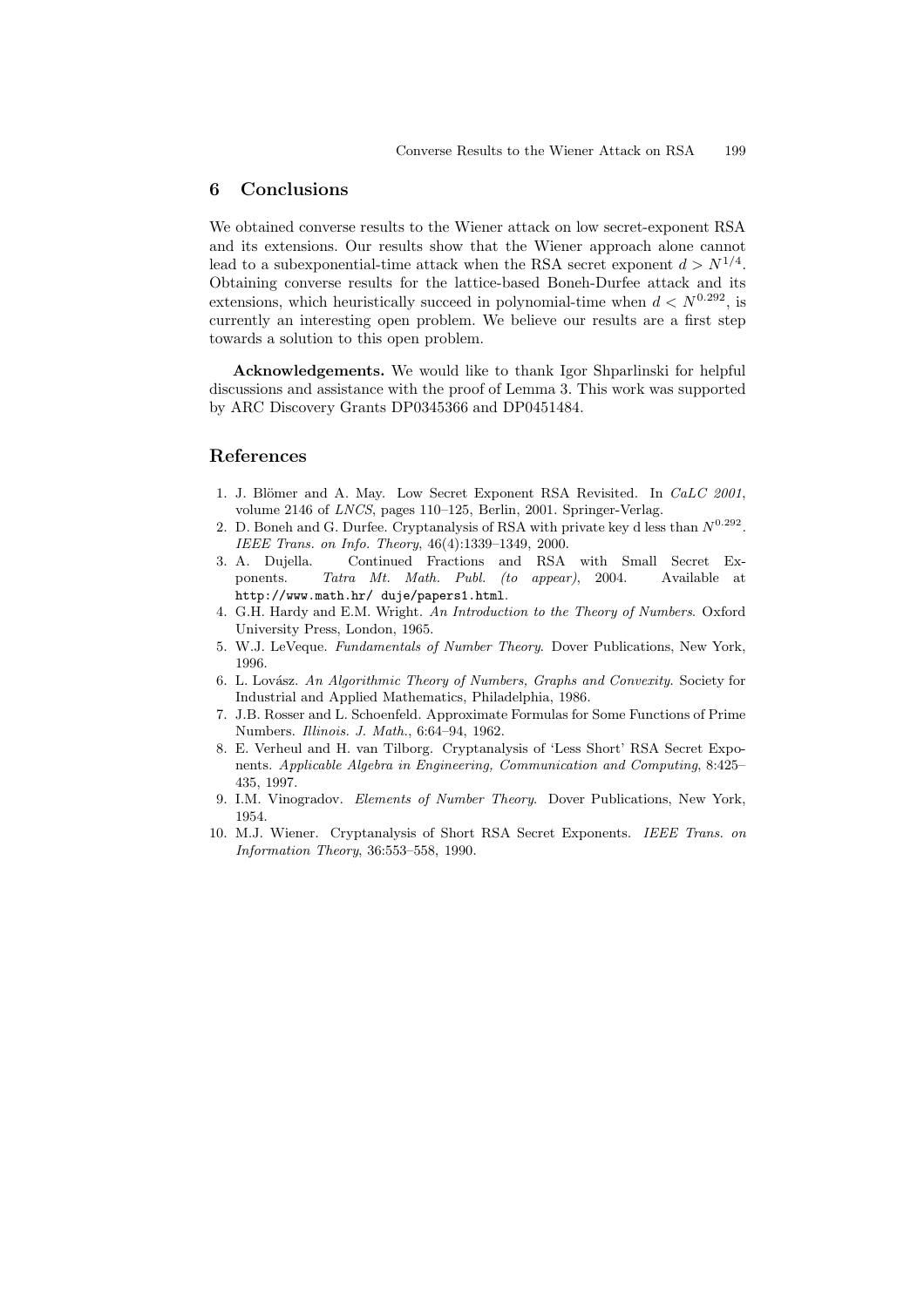## 6 Conclusions

We obtained converse results to the Wiener attack on low secret-exponent RSA and its extensions. Our results show that the Wiener approach alone cannot lead to a subexponential-time attack when the RSA secret exponent $d > N^{1/4}$. Obtaining converse results for the lattice-based Boneh-Durfee attack and its extensions, which heuristically succeed in polynomial-time when $d < N^{0.292}$, is currently an interesting open problem. We believe our results are a first step towards a solution to this open problem.

**Acknowledgements.** We would like to thank Igor Shparlinski for helpful discussions and assistance with the proof of Lemma 3. This work was supported by ARC Discovery Grants DP0345366 and DP0451484.

## References

1. J. Blömer and A. May. Low Secret Exponent RSA Revisited. In *CaLC 2001*, volume 2146 of *LNCS*, pages 110–125, Berlin, 2001. Springer-Verlag.
2. D. Boneh and G. Durfee. Cryptanalysis of RSA with private key d less than $N^{0.292}$. *IEEE Trans. on Info. Theory*, 46(4):1339–1349, 2000.
3. A. Dujella. Continued Fractions and RSA with Small Secret Exponents. *Tatra Mt. Math. Publ. (to appear)*, 2004. Available at `http://www.math.hr/ duje/papers1.html`.
4. G.H. Hardy and E.M. Wright. *An Introduction to the Theory of Numbers*. Oxford University Press, London, 1965.
5. W.J. LeVeque. *Fundamentals of Number Theory*. Dover Publications, New York, 1996.
6. L. Lovász. *An Algorithmic Theory of Numbers, Graphs and Convexity*. Society for Industrial and Applied Mathematics, Philadelphia, 1986.
7. J.B. Rosser and L. Schoenfeld. Approximate Formulas for Some Functions of Prime Numbers. *Illinois. J. Math.*, 6:64–94, 1962.
8. E. Verheul and H. van Tilborg. Cryptanalysis of 'Less Short' RSA Secret Exponents. *Applicable Algebra in Engineering, Communication and Computing*, 8:425–435, 1997.
9. I.M. Vinogradov. *Elements of Number Theory*. Dover Publications, New York, 1954.
10. M.J. Wiener. Cryptanalysis of Short RSA Secret Exponents. *IEEE Trans. on Information Theory*, 36:553–558, 1990.